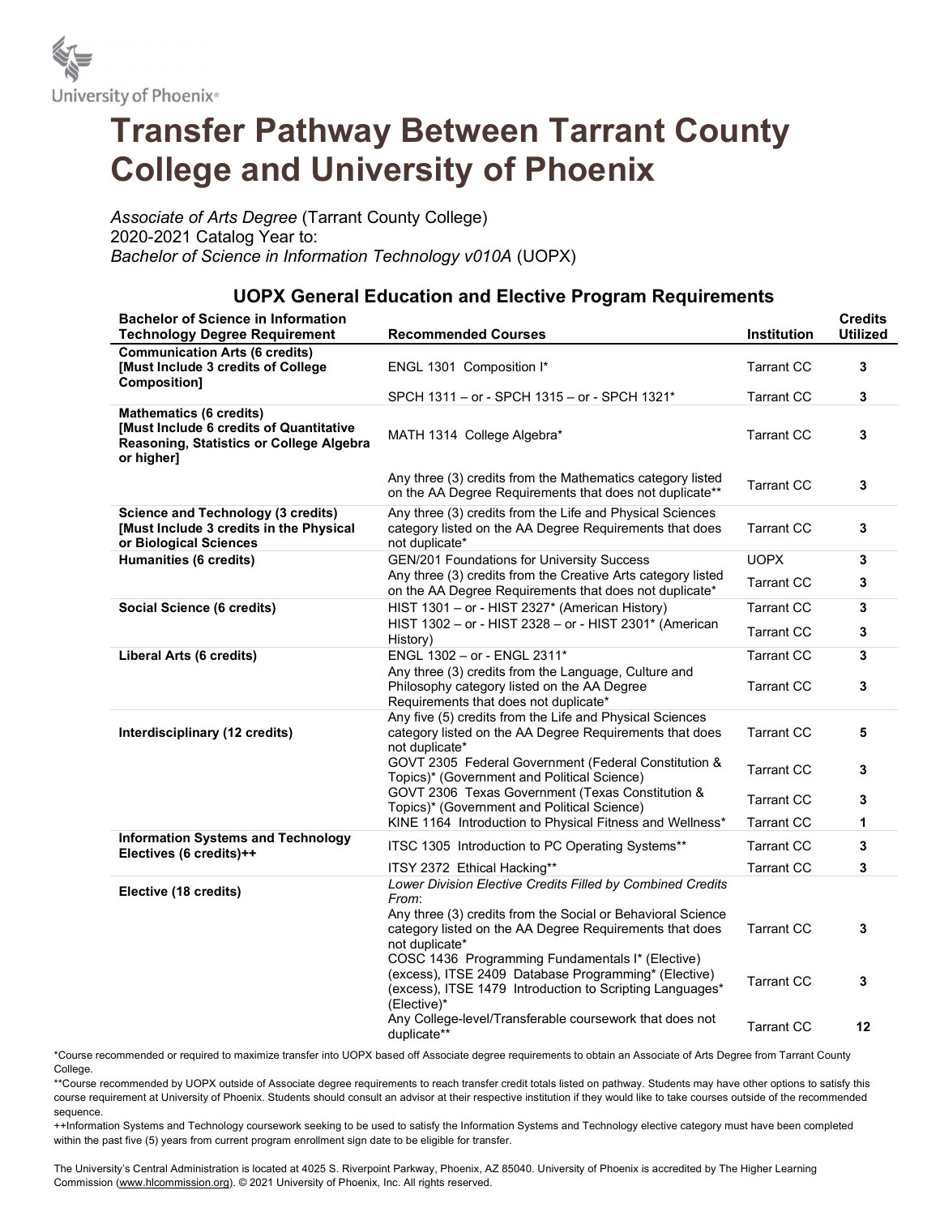University of Phoenix®

# Transfer Pathway Between Tarrant County College and University of Phoenix

*Associate of Arts Degree* (Tarrant County College)
2020-2021 Catalog Year to:
*Bachelor of Science in Information Technology v010A* (UOPX)

## UOPX General Education and Elective Program Requirements

| Bachelor of Science in Information Technology Degree Requirement | Recommended Courses | Institution | Credits Utilized |
|---|---|---|---|
| **Communication Arts (6 credits) [Must Include 3 credits of College Composition]** | ENGL 1301 Composition I* | Tarrant CC | **3** |
| | SPCH 1311 – or - SPCH 1315 – or - SPCH 1321* | Tarrant CC | **3** |
| **Mathematics (6 credits) [Must Include 6 credits of Quantitative Reasoning, Statistics or College Algebra or higher]** | MATH 1314 College Algebra* | Tarrant CC | **3** |
| | Any three (3) credits from the Mathematics category listed on the AA Degree Requirements that does not duplicate** | Tarrant CC | **3** |
| **Science and Technology (3 credits) [Must Include 3 credits in the Physical or Biological Sciences** | Any three (3) credits from the Life and Physical Sciences category listed on the AA Degree Requirements that does not duplicate* | Tarrant CC | **3** |
| **Humanities (6 credits)** | GEN/201 Foundations for University Success | UOPX | **3** |
| | Any three (3) credits from the Creative Arts category listed on the AA Degree Requirements that does not duplicate* | Tarrant CC | **3** |
| **Social Science (6 credits)** | HIST 1301 – or - HIST 2327* (American History) | Tarrant CC | **3** |
| | HIST 1302 – or - HIST 2328 – or - HIST 2301* (American History) | Tarrant CC | **3** |
| **Liberal Arts (6 credits)** | ENGL 1302 – or - ENGL 2311* | Tarrant CC | **3** |
| | Any three (3) credits from the Language, Culture and Philosophy category listed on the AA Degree Requirements that does not duplicate* | Tarrant CC | **3** |
| **Interdisciplinary (12 credits)** | Any five (5) credits from the Life and Physical Sciences category listed on the AA Degree Requirements that does not duplicate* | Tarrant CC | **5** |
| | GOVT 2305 Federal Government (Federal Constitution & Topics)* (Government and Political Science) | Tarrant CC | **3** |
| | GOVT 2306 Texas Government (Texas Constitution & Topics)* (Government and Political Science) | Tarrant CC | **3** |
| | KINE 1164 Introduction to Physical Fitness and Wellness* | Tarrant CC | **1** |
| **Information Systems and Technology Electives (6 credits)++** | ITSC 1305 Introduction to PC Operating Systems** | Tarrant CC | **3** |
| | ITSY 2372 Ethical Hacking** | Tarrant CC | **3** |
| **Elective (18 credits)** | *Lower Division Elective Credits Filled by Combined Credits From*: | | |
| | Any three (3) credits from the Social or Behavioral Science category listed on the AA Degree Requirements that does not duplicate* | Tarrant CC | **3** |
| | COSC 1436 Programming Fundamentals I* (Elective) (excess), ITSE 2409 Database Programming* (Elective) (excess), ITSE 1479 Introduction to Scripting Languages* (Elective)* | Tarrant CC | **3** |
| | Any College-level/Transferable coursework that does not duplicate** | Tarrant CC | **12** |

*Course recommended or required to maximize transfer into UOPX based off Associate degree requirements to obtain an Associate of Arts Degree from Tarrant County College.

**Course recommended by UOPX outside of Associate degree requirements to reach transfer credit totals listed on pathway. Students may have other options to satisfy this course requirement at University of Phoenix. Students should consult an advisor at their respective institution if they would like to take courses outside of the recommended sequence.

++Information Systems and Technology coursework seeking to be used to satisfy the Information Systems and Technology elective category must have been completed within the past five (5) years from current program enrollment sign date to be eligible for transfer.

The University's Central Administration is located at 4025 S. Riverpoint Parkway, Phoenix, AZ 85040. University of Phoenix is accredited by The Higher Learning Commission (www.hlcommission.org). © 2021 University of Phoenix, Inc. All rights reserved.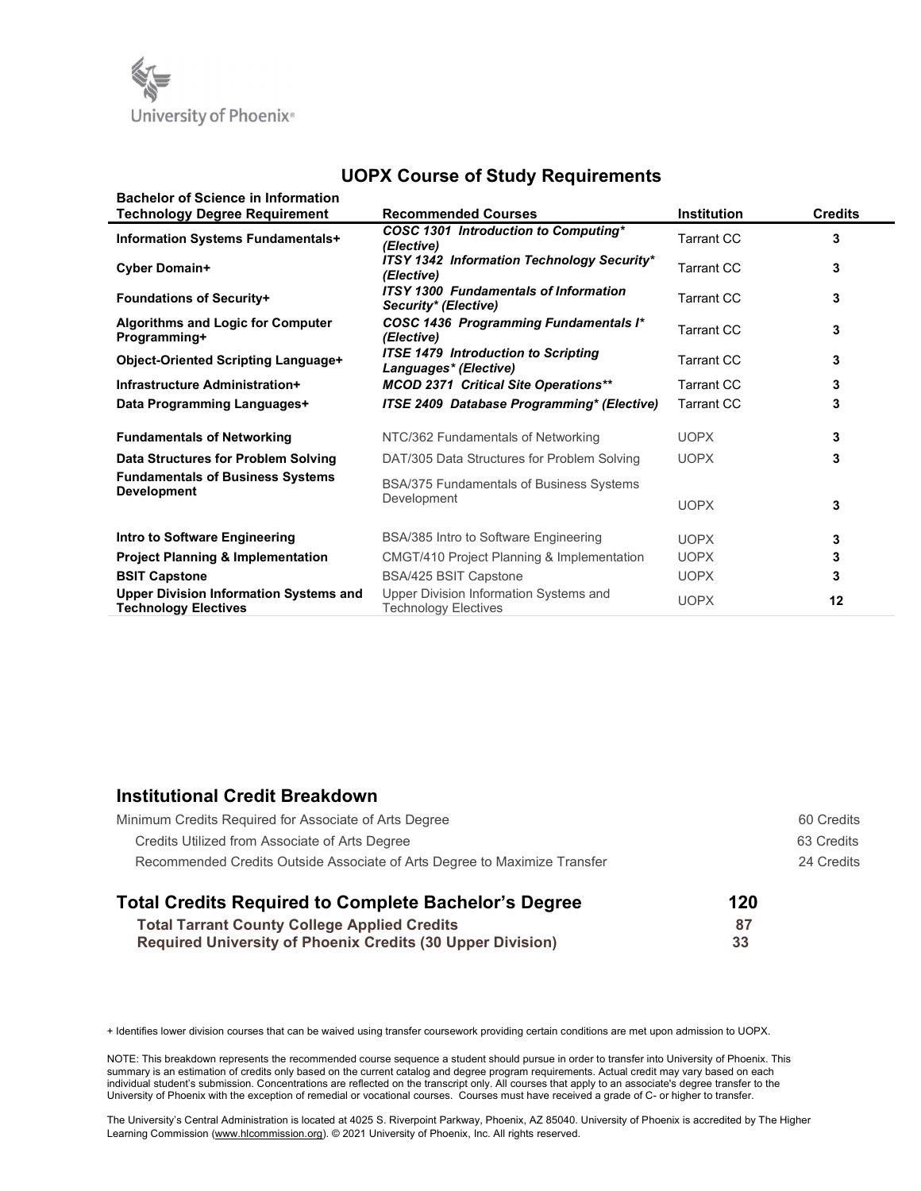University of Phoenix®

## UOPX Course of Study Requirements

| Bachelor of Science in Information Technology Degree Requirement | Recommended Courses | Institution | Credits |
|---|---|---|---|
| **Information Systems Fundamentals+** | ***COSC 1301 Introduction to Computing\* (Elective)*** | Tarrant CC | **3** |
| **Cyber Domain+** | ***ITSY 1342 Information Technology Security\* (Elective)*** | Tarrant CC | **3** |
| **Foundations of Security+** | ***ITSY 1300 Fundamentals of Information Security\* (Elective)*** | Tarrant CC | **3** |
| **Algorithms and Logic for Computer Programming+** | ***COSC 1436 Programming Fundamentals I\* (Elective)*** | Tarrant CC | **3** |
| **Object-Oriented Scripting Language+** | ***ITSE 1479 Introduction to Scripting Languages\* (Elective)*** | Tarrant CC | **3** |
| **Infrastructure Administration+** | ***MCOD 2371 Critical Site Operations\*\**** | Tarrant CC | **3** |
| **Data Programming Languages+** | ***ITSE 2409 Database Programming\* (Elective)*** | Tarrant CC | **3** |
| **Fundamentals of Networking** | NTC/362 Fundamentals of Networking | UOPX | **3** |
| **Data Structures for Problem Solving** | DAT/305 Data Structures for Problem Solving | UOPX | **3** |
| **Fundamentals of Business Systems Development** | BSA/375 Fundamentals of Business Systems Development | UOPX | **3** |
| **Intro to Software Engineering** | BSA/385 Intro to Software Engineering | UOPX | **3** |
| **Project Planning & Implementation** | CMGT/410 Project Planning & Implementation | UOPX | **3** |
| **BSIT Capstone** | BSA/425 BSIT Capstone | UOPX | **3** |
| **Upper Division Information Systems and Technology Electives** | Upper Division Information Systems and Technology Electives | UOPX | **12** |

## Institutional Credit Breakdown

| | |
|---|---|
| Minimum Credits Required for Associate of Arts Degree | 60 Credits |
| Credits Utilized from Associate of Arts Degree | 63 Credits |
| Recommended Credits Outside Associate of Arts Degree to Maximize Transfer | 24 Credits |

| | |
|---|---|
| **Total Credits Required to Complete Bachelor's Degree** | **120** |
| **Total Tarrant County College Applied Credits** | **87** |
| **Required University of Phoenix Credits (30 Upper Division)** | **33** |

+ Identifies lower division courses that can be waived using transfer coursework providing certain conditions are met upon admission to UOPX.

NOTE: This breakdown represents the recommended course sequence a student should pursue in order to transfer into University of Phoenix. This summary is an estimation of credits only based on the current catalog and degree program requirements. Actual credit may vary based on each individual student's submission. Concentrations are reflected on the transcript only. All courses that apply to an associate's degree transfer to the University of Phoenix with the exception of remedial or vocational courses. Courses must have received a grade of C- or higher to transfer.

The University's Central Administration is located at 4025 S. Riverpoint Parkway, Phoenix, AZ 85040. University of Phoenix is accredited by The Higher Learning Commission (www.hlcommission.org). © 2021 University of Phoenix, Inc. All rights reserved.